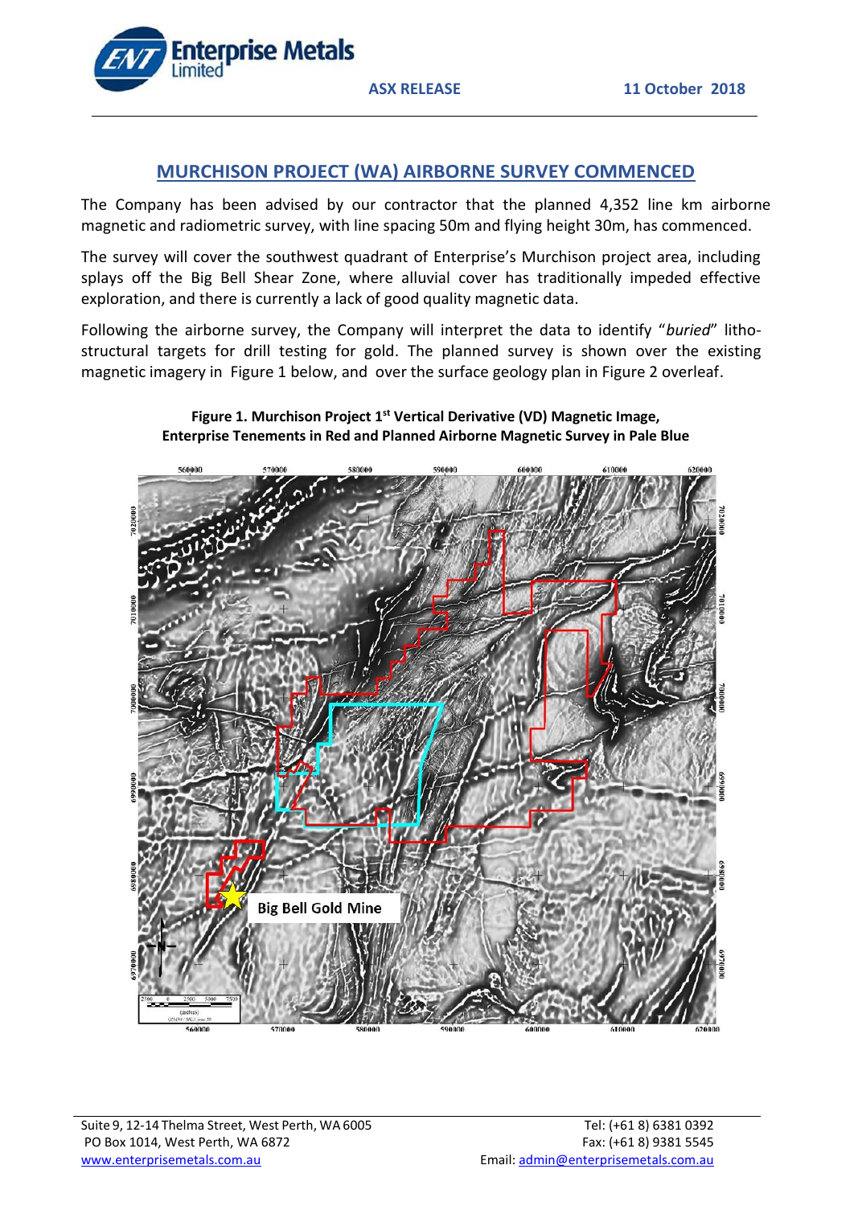ASX RELEASE

11 October 2018

## MURCHISON PROJECT (WA) AIRBORNE SURVEY COMMENCED

The Company has been advised by our contractor that the planned 4,352 line km airborne magnetic and radiometric survey, with line spacing 50m and flying height 30m, has commenced.

The survey will cover the southwest quadrant of Enterprise's Murchison project area, including splays off the Big Bell Shear Zone, where alluvial cover has traditionally impeded effective exploration, and there is currently a lack of good quality magnetic data.

Following the airborne survey, the Company will interpret the data to identify "*buried*" litho-structural targets for drill testing for gold. The planned survey is shown over the existing magnetic imagery in Figure 1 below, and over the surface geology plan in Figure 2 overleaf.

**Figure 1. Murchison Project 1st Vertical Derivative (VD) Magnetic Image, Enterprise Tenements in Red and Planned Airborne Magnetic Survey in Pale Blue**

560000
570000
580000
590000
600000
610000
620000
7020000
7010000
7000000
6990000
6980000
6970000
Big Bell Gold Mine
2500 0 2500 5000 7500
(metres)

Suite 9, 12-14 Thelma Street, West Perth, WA 6005
PO Box 1014, West Perth, WA 6872
www.enterprisemetals.com.au

Tel: (+61 8) 6381 0392
Fax: (+61 8) 9381 5545
Email: admin@enterprisemetals.com.au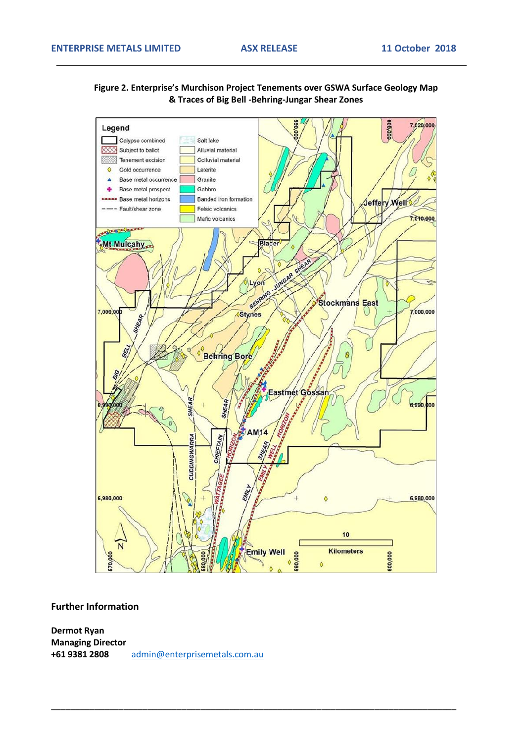**Figure 2. Enterprise's Murchison Project Tenements over GSWA Surface Geology Map & Traces of Big Bell -Behring-Jungar Shear Zones**

Legend
Calypso combined
Subject to ballot
Tenement excision
Gold occurrence
Base metal occurrence
Base metal prospect
Base metal horizons
Fault/shear zone
Salt lake
Alluvial material
Colluvial material
Laterite
Granite
Gabbro
Banded iron formation
Felsic volcanics
Mafic volcanics

Mt Mulcahy
Placer
Jeffery Well
Lyon
BEHRING - JUNGAR SHEAR
Stockmans East
Stynes
BIG BELL SHEAR
Behring Bore
Eastmet Gossan
AM14
CUDDINGWARRA SHEAR
CHIEFTAIN SHEAR
WATTAGEE HORIZON
EMILY WELL SHEAR
EMILY WELL HORIZON
EMILY
Emily Well

7,020,000
7,010,000
7,000,000
6,990,000
6,980,000
570,000
580,000
590,000
600,000
10
Kilometers
N

## Further Information

**Dermot Ryan**
**Managing Director**
**+61 9381 2808** admin@enterprisemetals.com.au